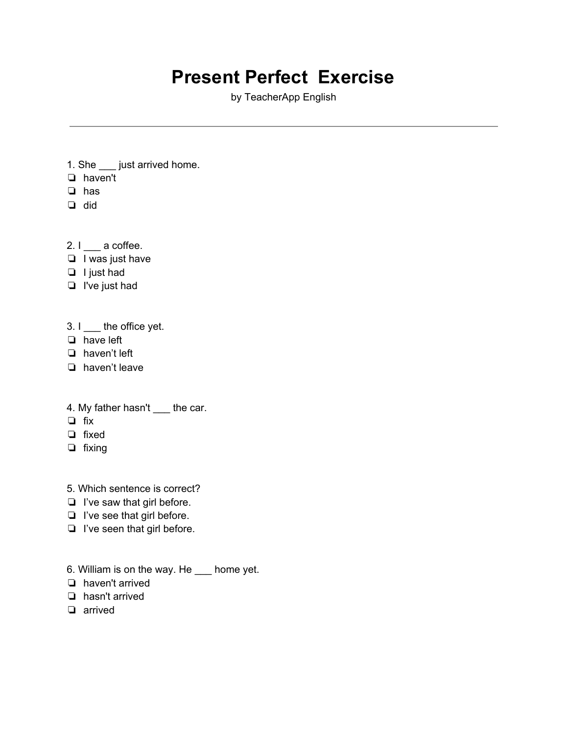# Present Perfect  Exercise

by TeacherApp English

---

1. She ___ just arrived home.
- ❏ haven't
- ❏ has
- ❏ did

2. I ___ a coffee.
- ❏ I was just have
- ❏ I just had
- ❏ I've just had

3. I ___ the office yet.
- ❏ have left
- ❏ haven’t left
- ❏ haven’t leave

4. My father hasn't ___ the car.
- ❏ fix
- ❏ fixed
- ❏ fixing

5. Which sentence is correct?
- ❏ I’ve saw that girl before.
- ❏ I’ve see that girl before.
- ❏ I’ve seen that girl before.

6. William is on the way. He ___ home yet.
- ❏ haven't arrived
- ❏ hasn't arrived
- ❏ arrived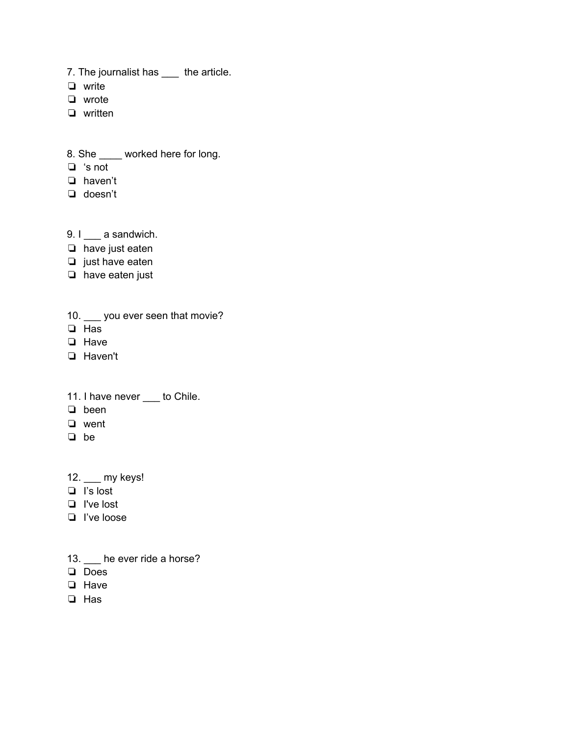7. The journalist has ___  the article.

- ❏ write
- ❏ wrote
- ❏ written

8. She ____ worked here for long.

- ❏ 's not
- ❏ haven't
- ❏ doesn't

9. I ___ a sandwich.

- ❏ have just eaten
- ❏ just have eaten
- ❏ have eaten just

10. ___ you ever seen that movie?

- ❏ Has
- ❏ Have
- ❏ Haven't

11. I have never ___ to Chile.

- ❏ been
- ❏ went
- ❏ be

12. ___ my keys!

- ❏ I's lost
- ❏ I've lost
- ❏ I've loose

13. ___ he ever ride a horse?

- ❏ Does
- ❏ Have
- ❏ Has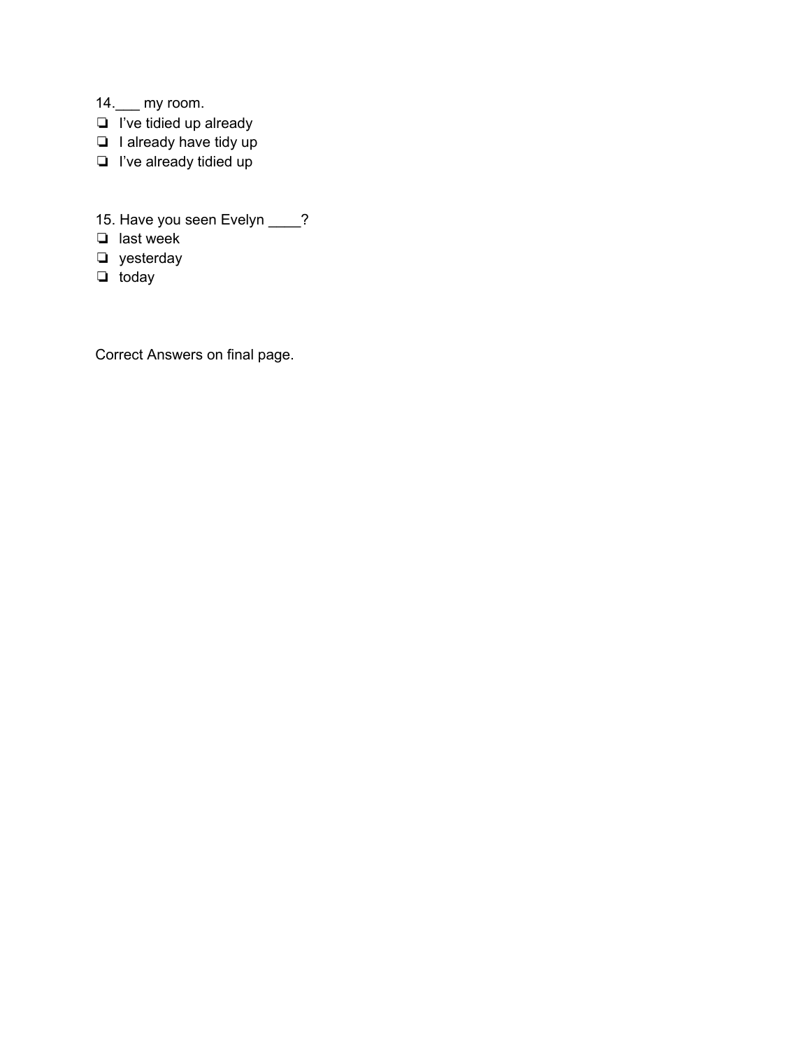14.___ my room.

- ❏ I’ve tidied up already
- ❏ I already have tidy up
- ❏ I’ve already tidied up

15. Have you seen Evelyn ____?

- ❏ last week
- ❏ yesterday
- ❏ today

Correct Answers on final page.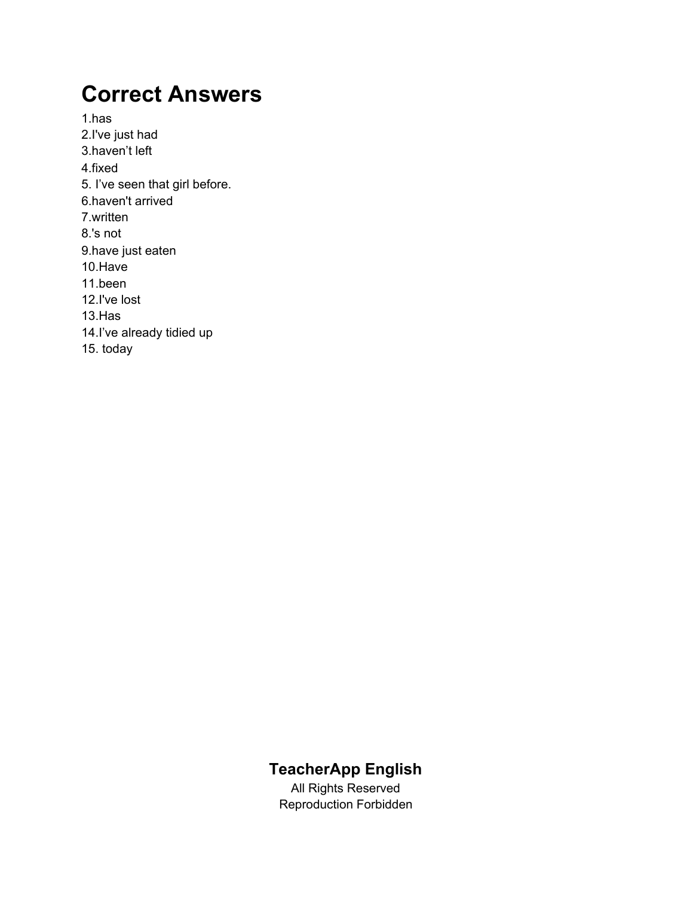# Correct Answers

1.has
2.I've just had
3.haven’t left
4.fixed
5. I’ve seen that girl before.
6.haven't arrived
7.written
8.'s not
9.have just eaten
10.Have
11.been
12.I've lost
13.Has
14.I’ve already tidied up
15. today

**TeacherApp English**

All Rights Reserved

Reproduction Forbidden